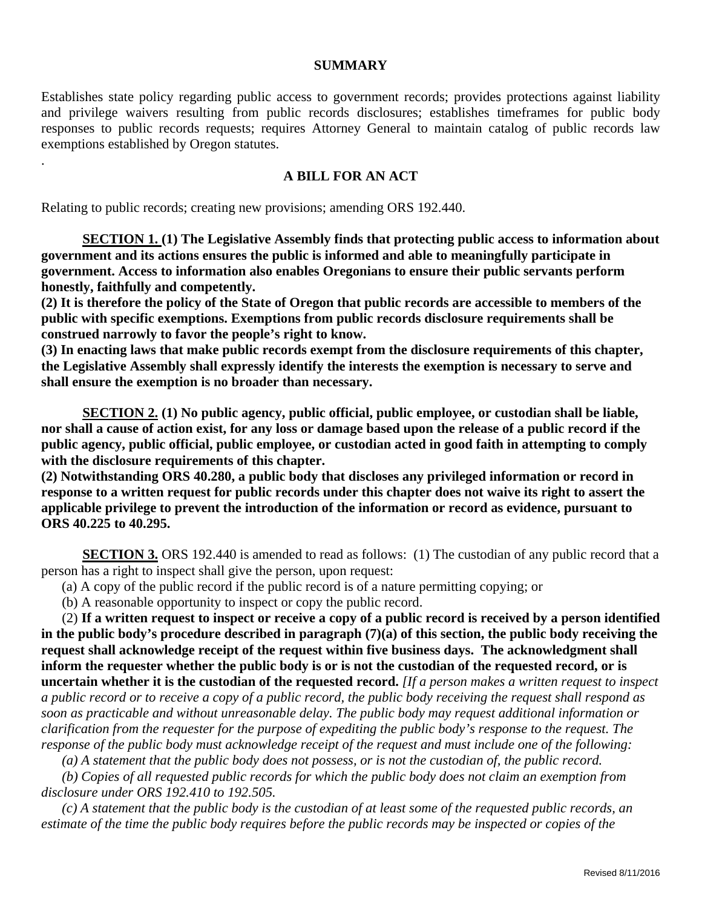**SUMMARY**

Establishes state policy regarding public access to government records; provides protections against liability and privilege waivers resulting from public records disclosures; establishes timeframes for public body responses to public records requests; requires Attorney General to maintain catalog of public records law exemptions established by Oregon statutes.

.

**A BILL FOR AN ACT**

Relating to public records; creating new provisions; amending ORS 192.440.

**SECTION 1. (1) The Legislative Assembly finds that protecting public access to information about government and its actions ensures the public is informed and able to meaningfully participate in government. Access to information also enables Oregonians to ensure their public servants perform honestly, faithfully and competently.**

**(2) It is therefore the policy of the State of Oregon that public records are accessible to members of the public with specific exemptions. Exemptions from public records disclosure requirements shall be construed narrowly to favor the people's right to know.**

**(3) In enacting laws that make public records exempt from the disclosure requirements of this chapter, the Legislative Assembly shall expressly identify the interests the exemption is necessary to serve and shall ensure the exemption is no broader than necessary.**

**SECTION 2. (1) No public agency, public official, public employee, or custodian shall be liable, nor shall a cause of action exist, for any loss or damage based upon the release of a public record if the public agency, public official, public employee, or custodian acted in good faith in attempting to comply with the disclosure requirements of this chapter.**

**(2) Notwithstanding ORS 40.280, a public body that discloses any privileged information or record in response to a written request for public records under this chapter does not waive its right to assert the applicable privilege to prevent the introduction of the information or record as evidence, pursuant to ORS 40.225 to 40.295.**

**SECTION 3.** ORS 192.440 is amended to read as follows: (1) The custodian of any public record that a person has a right to inspect shall give the person, upon request:

(a) A copy of the public record if the public record is of a nature permitting copying; or

(b) A reasonable opportunity to inspect or copy the public record.

(2) **If a written request to inspect or receive a copy of a public record is received by a person identified in the public body's procedure described in paragraph (7)(a) of this section, the public body receiving the request shall acknowledge receipt of the request within five business days. The acknowledgment shall inform the requester whether the public body is or is not the custodian of the requested record, or is uncertain whether it is the custodian of the requested record.** *[If a person makes a written request to inspect a public record or to receive a copy of a public record, the public body receiving the request shall respond as soon as practicable and without unreasonable delay. The public body may request additional information or clarification from the requester for the purpose of expediting the public body's response to the request. The response of the public body must acknowledge receipt of the request and must include one of the following:*

*(a) A statement that the public body does not possess, or is not the custodian of, the public record.*

*(b) Copies of all requested public records for which the public body does not claim an exemption from disclosure under ORS 192.410 to 192.505.*

*(c) A statement that the public body is the custodian of at least some of the requested public records, an estimate of the time the public body requires before the public records may be inspected or copies of the*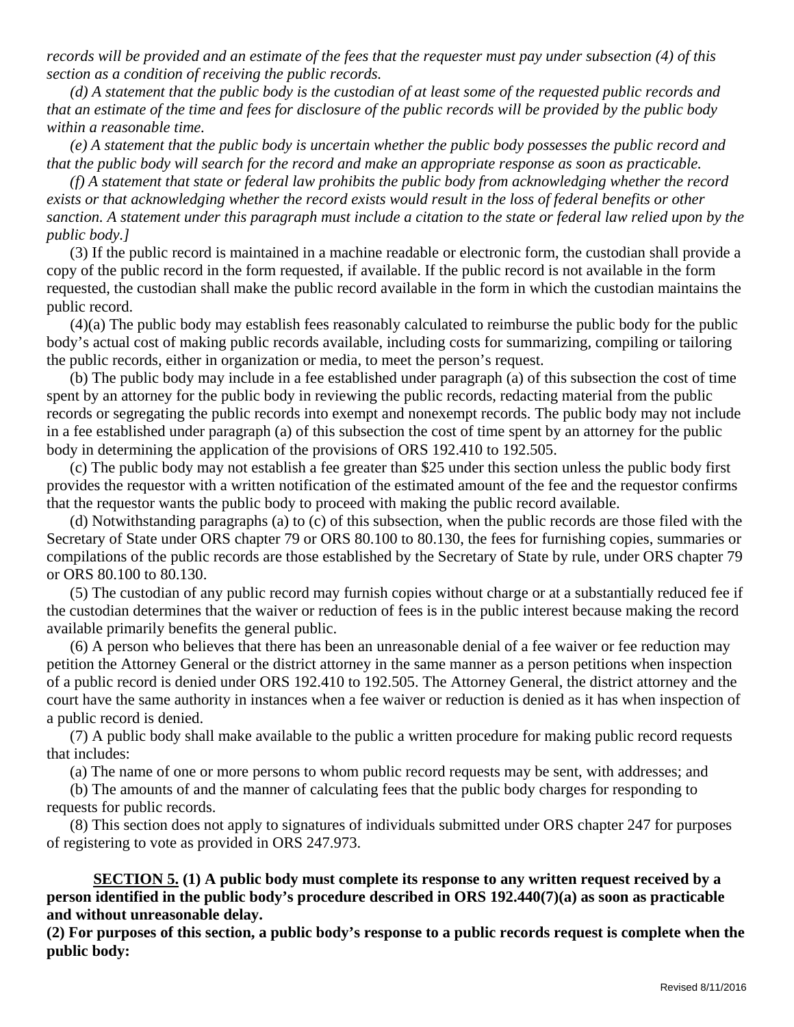*records will be provided and an estimate of the fees that the requester must pay under subsection (4) of this section as a condition of receiving the public records.*

*(d) A statement that the public body is the custodian of at least some of the requested public records and that an estimate of the time and fees for disclosure of the public records will be provided by the public body within a reasonable time.*

*(e) A statement that the public body is uncertain whether the public body possesses the public record and that the public body will search for the record and make an appropriate response as soon as practicable.*

*(f) A statement that state or federal law prohibits the public body from acknowledging whether the record exists or that acknowledging whether the record exists would result in the loss of federal benefits or other sanction. A statement under this paragraph must include a citation to the state or federal law relied upon by the public body.]*

(3) If the public record is maintained in a machine readable or electronic form, the custodian shall provide a copy of the public record in the form requested, if available. If the public record is not available in the form requested, the custodian shall make the public record available in the form in which the custodian maintains the public record.

(4)(a) The public body may establish fees reasonably calculated to reimburse the public body for the public body's actual cost of making public records available, including costs for summarizing, compiling or tailoring the public records, either in organization or media, to meet the person's request.

(b) The public body may include in a fee established under paragraph (a) of this subsection the cost of time spent by an attorney for the public body in reviewing the public records, redacting material from the public records or segregating the public records into exempt and nonexempt records. The public body may not include in a fee established under paragraph (a) of this subsection the cost of time spent by an attorney for the public body in determining the application of the provisions of ORS 192.410 to 192.505.

(c) The public body may not establish a fee greater than $25 under this section unless the public body first provides the requestor with a written notification of the estimated amount of the fee and the requestor confirms that the requestor wants the public body to proceed with making the public record available.

(d) Notwithstanding paragraphs (a) to (c) of this subsection, when the public records are those filed with the Secretary of State under ORS chapter 79 or ORS 80.100 to 80.130, the fees for furnishing copies, summaries or compilations of the public records are those established by the Secretary of State by rule, under ORS chapter 79 or ORS 80.100 to 80.130.

(5) The custodian of any public record may furnish copies without charge or at a substantially reduced fee if the custodian determines that the waiver or reduction of fees is in the public interest because making the record available primarily benefits the general public.

(6) A person who believes that there has been an unreasonable denial of a fee waiver or fee reduction may petition the Attorney General or the district attorney in the same manner as a person petitions when inspection of a public record is denied under ORS 192.410 to 192.505. The Attorney General, the district attorney and the court have the same authority in instances when a fee waiver or reduction is denied as it has when inspection of a public record is denied.

(7) A public body shall make available to the public a written procedure for making public record requests that includes:

(a) The name of one or more persons to whom public record requests may be sent, with addresses; and

(b) The amounts of and the manner of calculating fees that the public body charges for responding to requests for public records.

(8) This section does not apply to signatures of individuals submitted under ORS chapter 247 for purposes of registering to vote as provided in ORS 247.973.

**<u>SECTION 5.</u> (1) A public body must complete its response to any written request received by a person identified in the public body's procedure described in ORS 192.440(7)(a) as soon as practicable and without unreasonable delay.**

**(2) For purposes of this section, a public body's response to a public records request is complete when the public body:**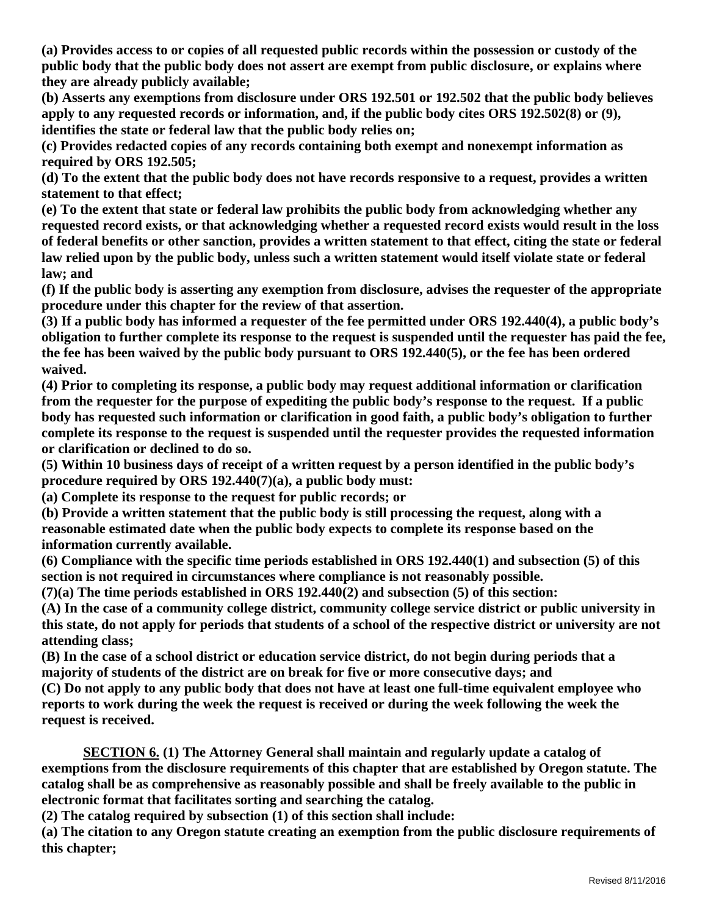**(a) Provides access to or copies of all requested public records within the possession or custody of the public body that the public body does not assert are exempt from public disclosure, or explains where they are already publicly available;**

**(b) Asserts any exemptions from disclosure under ORS 192.501 or 192.502 that the public body believes apply to any requested records or information, and, if the public body cites ORS 192.502(8) or (9), identifies the state or federal law that the public body relies on;**

**(c) Provides redacted copies of any records containing both exempt and nonexempt information as required by ORS 192.505;**

**(d) To the extent that the public body does not have records responsive to a request, provides a written statement to that effect;**

**(e) To the extent that state or federal law prohibits the public body from acknowledging whether any requested record exists, or that acknowledging whether a requested record exists would result in the loss of federal benefits or other sanction, provides a written statement to that effect, citing the state or federal law relied upon by the public body, unless such a written statement would itself violate state or federal law; and**

**(f) If the public body is asserting any exemption from disclosure, advises the requester of the appropriate procedure under this chapter for the review of that assertion.**

**(3) If a public body has informed a requester of the fee permitted under ORS 192.440(4), a public body's obligation to further complete its response to the request is suspended until the requester has paid the fee, the fee has been waived by the public body pursuant to ORS 192.440(5), or the fee has been ordered waived.**

**(4) Prior to completing its response, a public body may request additional information or clarification from the requester for the purpose of expediting the public body's response to the request. If a public body has requested such information or clarification in good faith, a public body's obligation to further complete its response to the request is suspended until the requester provides the requested information or clarification or declined to do so.**

**(5) Within 10 business days of receipt of a written request by a person identified in the public body's procedure required by ORS 192.440(7)(a), a public body must:**

**(a) Complete its response to the request for public records; or**

**(b) Provide a written statement that the public body is still processing the request, along with a reasonable estimated date when the public body expects to complete its response based on the information currently available.**

**(6) Compliance with the specific time periods established in ORS 192.440(1) and subsection (5) of this section is not required in circumstances where compliance is not reasonably possible.**

**(7)(a) The time periods established in ORS 192.440(2) and subsection (5) of this section:**

**(A) In the case of a community college district, community college service district or public university in this state, do not apply for periods that students of a school of the respective district or university are not attending class;**

**(B) In the case of a school district or education service district, do not begin during periods that a majority of students of the district are on break for five or more consecutive days; and**

**(C) Do not apply to any public body that does not have at least one full-time equivalent employee who reports to work during the week the request is received or during the week following the week the request is received.**

**SECTION 6. (1) The Attorney General shall maintain and regularly update a catalog of exemptions from the disclosure requirements of this chapter that are established by Oregon statute. The catalog shall be as comprehensive as reasonably possible and shall be freely available to the public in electronic format that facilitates sorting and searching the catalog.**

**(2) The catalog required by subsection (1) of this section shall include:**

**(a) The citation to any Oregon statute creating an exemption from the public disclosure requirements of this chapter;**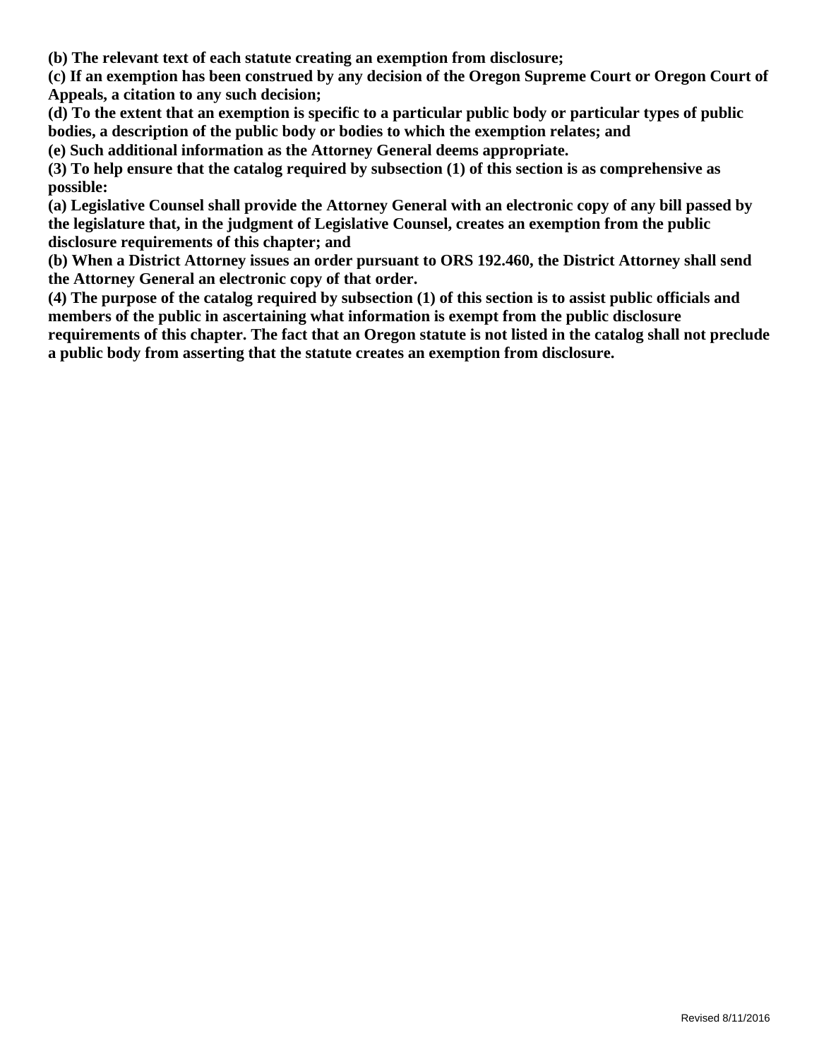**(b) The relevant text of each statute creating an exemption from disclosure;**

**(c) If an exemption has been construed by any decision of the Oregon Supreme Court or Oregon Court of Appeals, a citation to any such decision;**

**(d) To the extent that an exemption is specific to a particular public body or particular types of public bodies, a description of the public body or bodies to which the exemption relates; and**

**(e) Such additional information as the Attorney General deems appropriate.**

**(3) To help ensure that the catalog required by subsection (1) of this section is as comprehensive as possible:**

**(a) Legislative Counsel shall provide the Attorney General with an electronic copy of any bill passed by the legislature that, in the judgment of Legislative Counsel, creates an exemption from the public disclosure requirements of this chapter; and**

**(b) When a District Attorney issues an order pursuant to ORS 192.460, the District Attorney shall send the Attorney General an electronic copy of that order.**

**(4) The purpose of the catalog required by subsection (1) of this section is to assist public officials and members of the public in ascertaining what information is exempt from the public disclosure requirements of this chapter. The fact that an Oregon statute is not listed in the catalog shall not preclude a public body from asserting that the statute creates an exemption from disclosure.**

Revised 8/11/2016